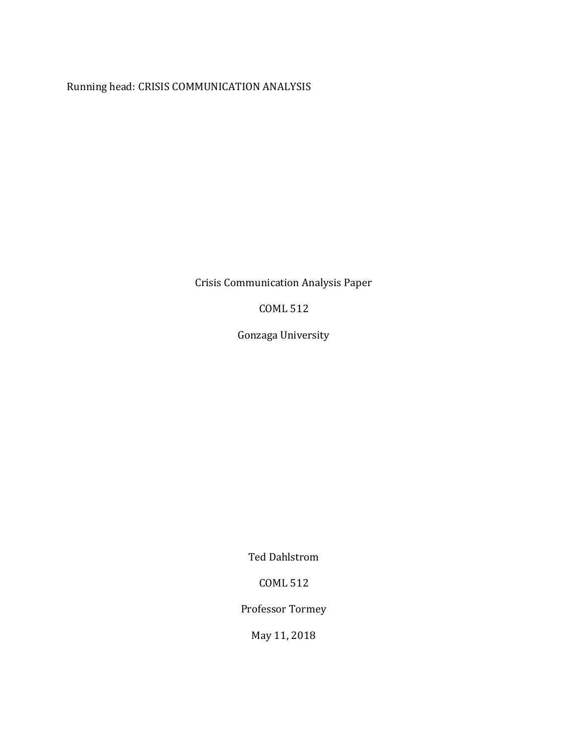Running head: CRISIS COMMUNICATION ANALYSIS

Crisis Communication Analysis Paper

COML 512

Gonzaga University

Ted Dahlstrom

COML 512

Professor Tormey

May 11, 2018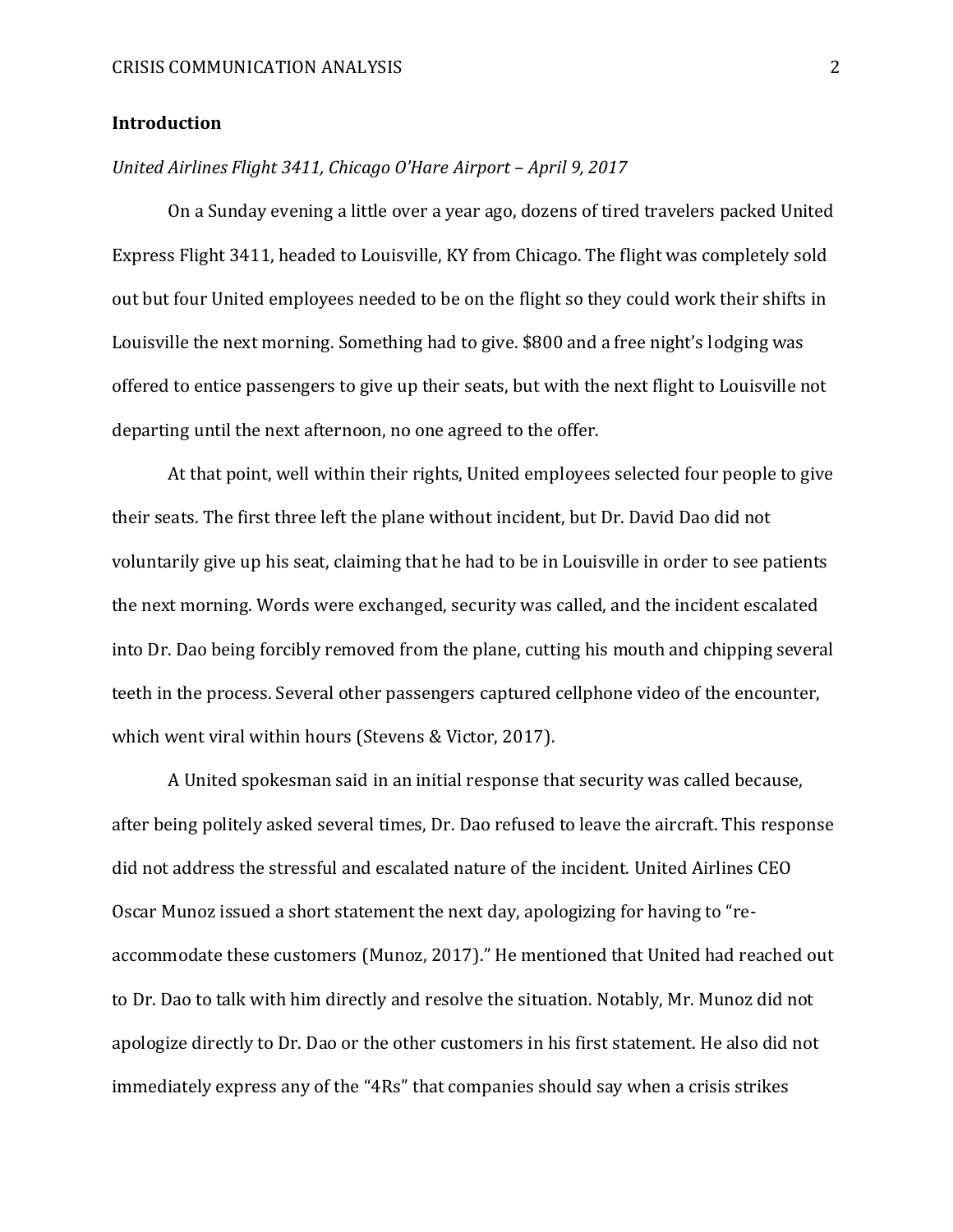## Introduction

*United Airlines Flight 3411, Chicago O'Hare Airport – April 9, 2017*

On a Sunday evening a little over a year ago, dozens of tired travelers packed United Express Flight 3411, headed to Louisville, KY from Chicago. The flight was completely sold out but four United employees needed to be on the flight so they could work their shifts in Louisville the next morning. Something had to give. $800 and a free night's lodging was offered to entice passengers to give up their seats, but with the next flight to Louisville not departing until the next afternoon, no one agreed to the offer.

At that point, well within their rights, United employees selected four people to give their seats. The first three left the plane without incident, but Dr. David Dao did not voluntarily give up his seat, claiming that he had to be in Louisville in order to see patients the next morning. Words were exchanged, security was called, and the incident escalated into Dr. Dao being forcibly removed from the plane, cutting his mouth and chipping several teeth in the process. Several other passengers captured cellphone video of the encounter, which went viral within hours (Stevens & Victor, 2017).

A United spokesman said in an initial response that security was called because, after being politely asked several times, Dr. Dao refused to leave the aircraft. This response did not address the stressful and escalated nature of the incident. United Airlines CEO Oscar Munoz issued a short statement the next day, apologizing for having to "re-accommodate these customers (Munoz, 2017)." He mentioned that United had reached out to Dr. Dao to talk with him directly and resolve the situation. Notably, Mr. Munoz did not apologize directly to Dr. Dao or the other customers in his first statement. He also did not immediately express any of the "4Rs" that companies should say when a crisis strikes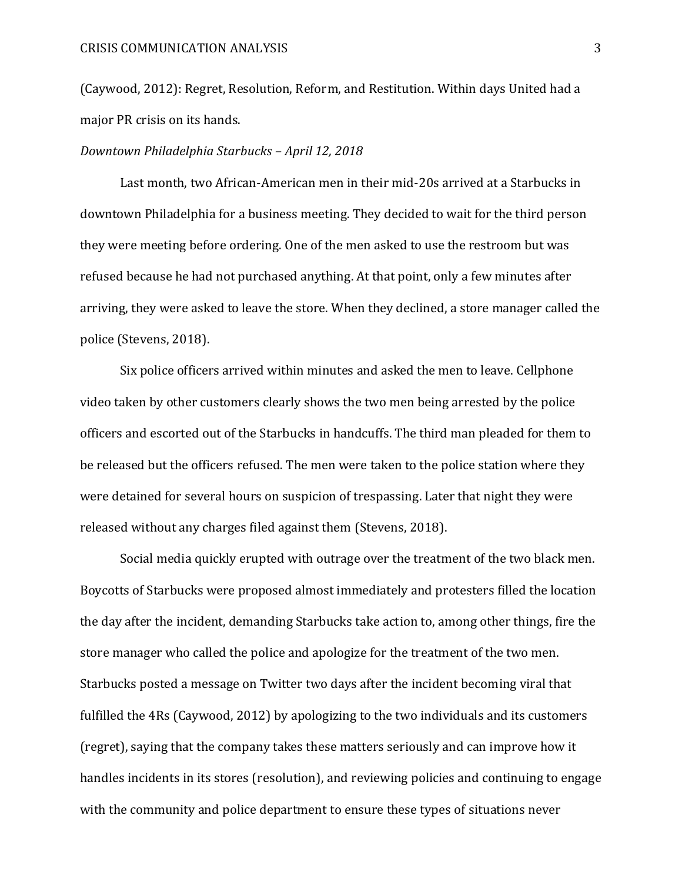(Caywood, 2012): Regret, Resolution, Reform, and Restitution. Within days United had a major PR crisis on its hands.

*Downtown Philadelphia Starbucks – April 12, 2018*

Last month, two African-American men in their mid-20s arrived at a Starbucks in downtown Philadelphia for a business meeting. They decided to wait for the third person they were meeting before ordering. One of the men asked to use the restroom but was refused because he had not purchased anything. At that point, only a few minutes after arriving, they were asked to leave the store. When they declined, a store manager called the police (Stevens, 2018).

Six police officers arrived within minutes and asked the men to leave. Cellphone video taken by other customers clearly shows the two men being arrested by the police officers and escorted out of the Starbucks in handcuffs. The third man pleaded for them to be released but the officers refused. The men were taken to the police station where they were detained for several hours on suspicion of trespassing. Later that night they were released without any charges filed against them (Stevens, 2018).

Social media quickly erupted with outrage over the treatment of the two black men. Boycotts of Starbucks were proposed almost immediately and protesters filled the location the day after the incident, demanding Starbucks take action to, among other things, fire the store manager who called the police and apologize for the treatment of the two men. Starbucks posted a message on Twitter two days after the incident becoming viral that fulfilled the 4Rs (Caywood, 2012) by apologizing to the two individuals and its customers (regret), saying that the company takes these matters seriously and can improve how it handles incidents in its stores (resolution), and reviewing policies and continuing to engage with the community and police department to ensure these types of situations never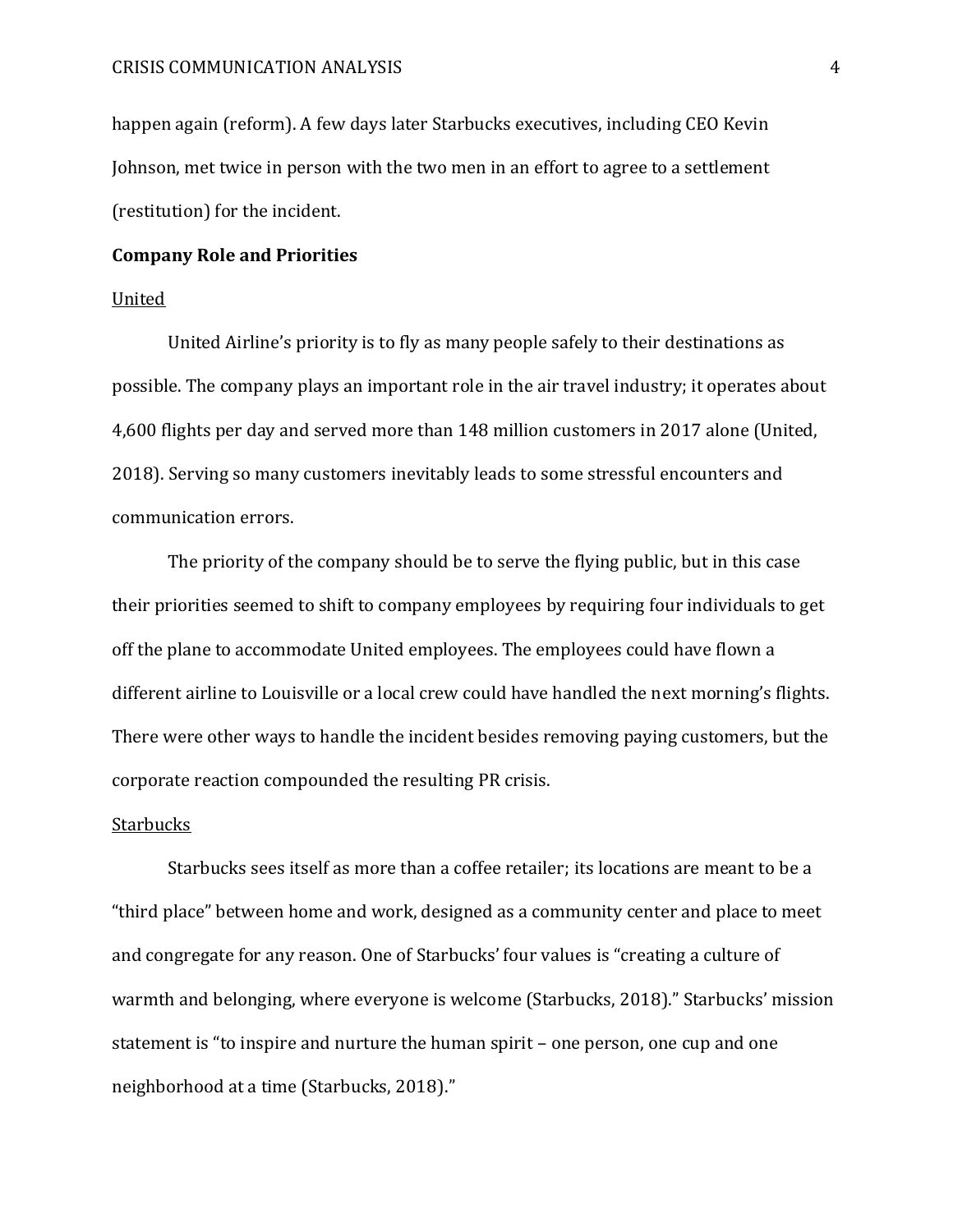happen again (reform). A few days later Starbucks executives, including CEO Kevin Johnson, met twice in person with the two men in an effort to agree to a settlement (restitution) for the incident.

**Company Role and Priorities**

United

United Airline's priority is to fly as many people safely to their destinations as possible. The company plays an important role in the air travel industry; it operates about 4,600 flights per day and served more than 148 million customers in 2017 alone (United, 2018). Serving so many customers inevitably leads to some stressful encounters and communication errors.

The priority of the company should be to serve the flying public, but in this case their priorities seemed to shift to company employees by requiring four individuals to get off the plane to accommodate United employees. The employees could have flown a different airline to Louisville or a local crew could have handled the next morning's flights. There were other ways to handle the incident besides removing paying customers, but the corporate reaction compounded the resulting PR crisis.

Starbucks

Starbucks sees itself as more than a coffee retailer; its locations are meant to be a "third place" between home and work, designed as a community center and place to meet and congregate for any reason. One of Starbucks' four values is "creating a culture of warmth and belonging, where everyone is welcome (Starbucks, 2018)." Starbucks' mission statement is "to inspire and nurture the human spirit – one person, one cup and one neighborhood at a time (Starbucks, 2018)."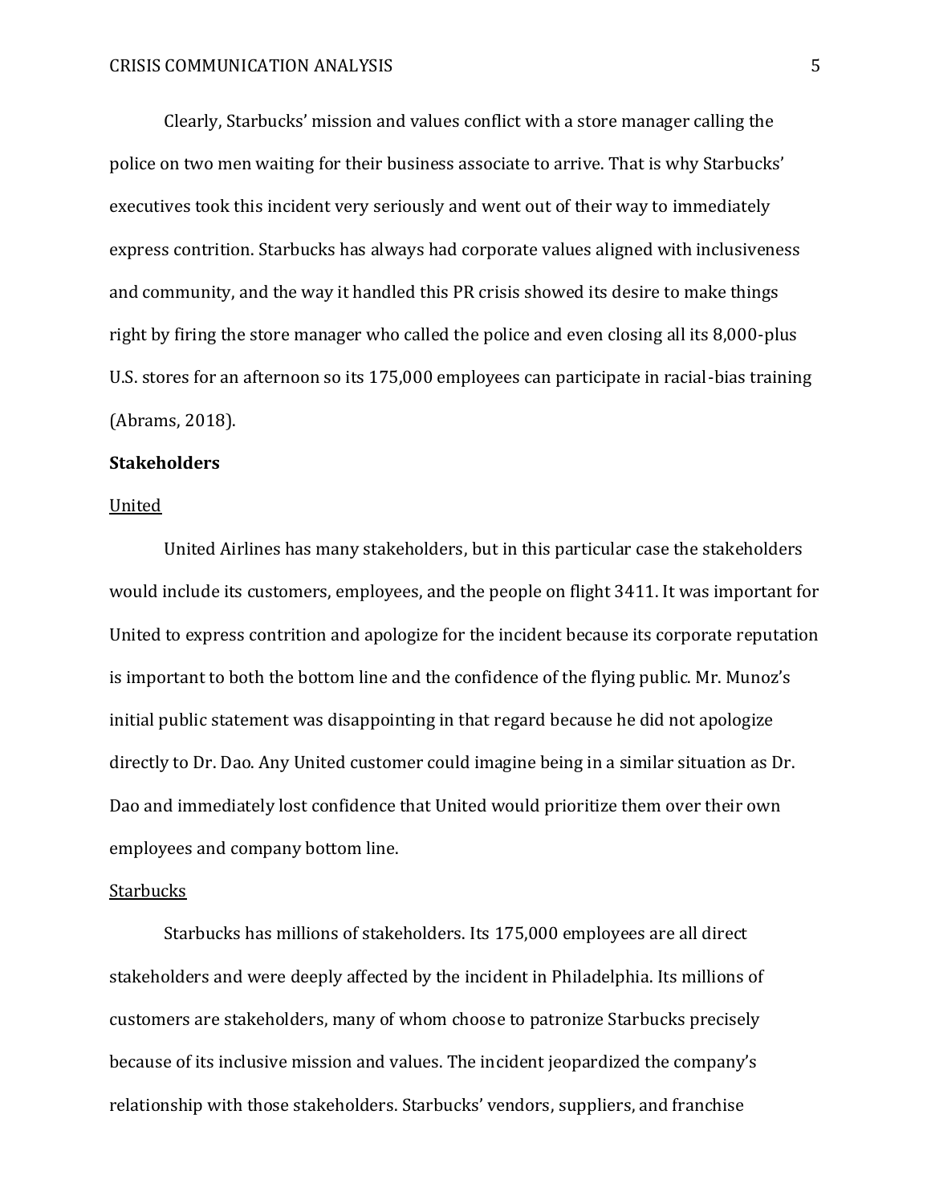Clearly, Starbucks' mission and values conflict with a store manager calling the police on two men waiting for their business associate to arrive. That is why Starbucks' executives took this incident very seriously and went out of their way to immediately express contrition. Starbucks has always had corporate values aligned with inclusiveness and community, and the way it handled this PR crisis showed its desire to make things right by firing the store manager who called the police and even closing all its 8,000-plus U.S. stores for an afternoon so its 175,000 employees can participate in racial-bias training (Abrams, 2018).

## Stakeholders

### United

United Airlines has many stakeholders, but in this particular case the stakeholders would include its customers, employees, and the people on flight 3411. It was important for United to express contrition and apologize for the incident because its corporate reputation is important to both the bottom line and the confidence of the flying public. Mr. Munoz's initial public statement was disappointing in that regard because he did not apologize directly to Dr. Dao. Any United customer could imagine being in a similar situation as Dr. Dao and immediately lost confidence that United would prioritize them over their own employees and company bottom line.

### Starbucks

Starbucks has millions of stakeholders. Its 175,000 employees are all direct stakeholders and were deeply affected by the incident in Philadelphia. Its millions of customers are stakeholders, many of whom choose to patronize Starbucks precisely because of its inclusive mission and values. The incident jeopardized the company's relationship with those stakeholders. Starbucks' vendors, suppliers, and franchise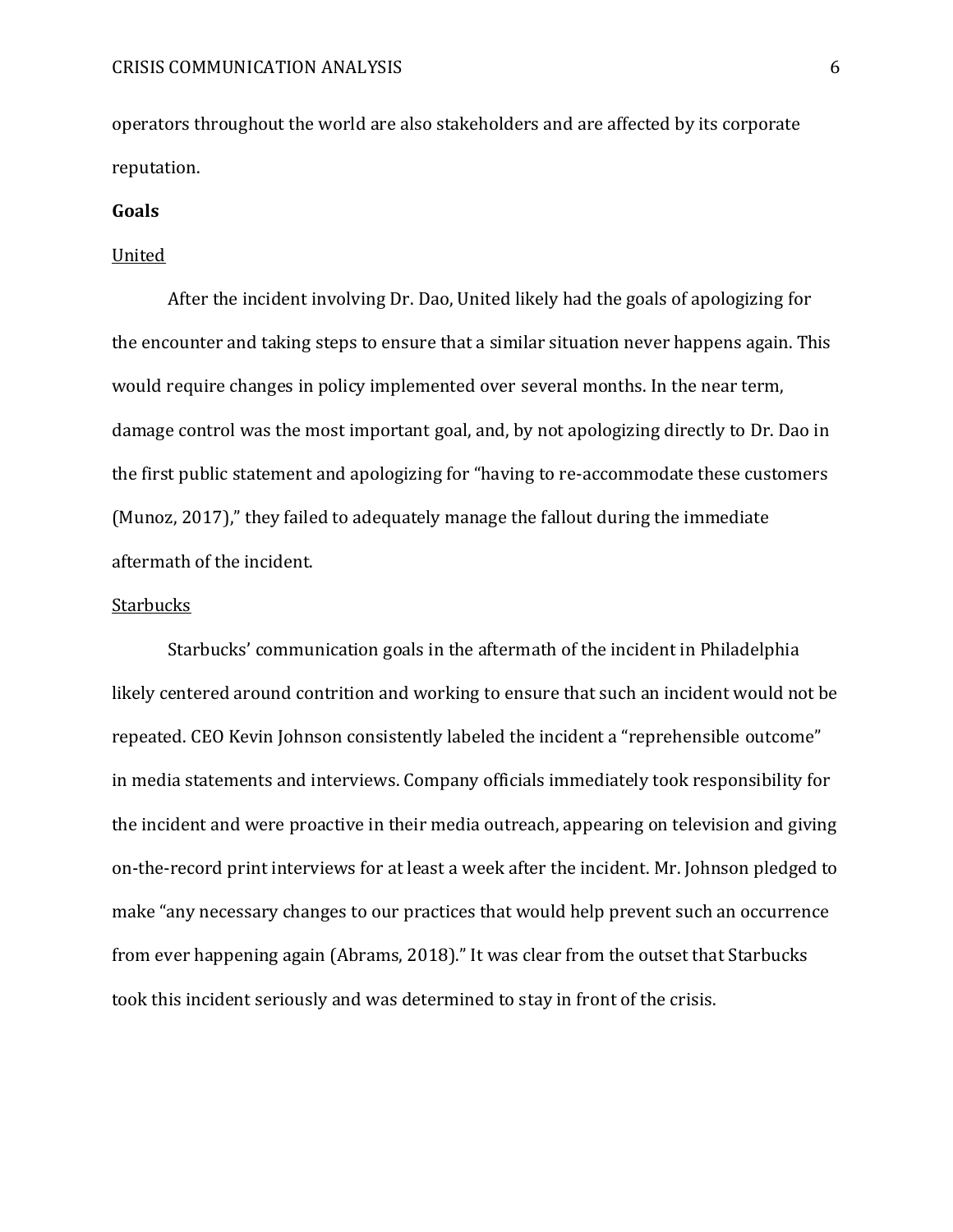operators throughout the world are also stakeholders and are affected by its corporate reputation.

**Goals**

United

After the incident involving Dr. Dao, United likely had the goals of apologizing for the encounter and taking steps to ensure that a similar situation never happens again. This would require changes in policy implemented over several months. In the near term, damage control was the most important goal, and, by not apologizing directly to Dr. Dao in the first public statement and apologizing for "having to re-accommodate these customers (Munoz, 2017)," they failed to adequately manage the fallout during the immediate aftermath of the incident.

Starbucks

Starbucks' communication goals in the aftermath of the incident in Philadelphia likely centered around contrition and working to ensure that such an incident would not be repeated. CEO Kevin Johnson consistently labeled the incident a "reprehensible outcome" in media statements and interviews. Company officials immediately took responsibility for the incident and were proactive in their media outreach, appearing on television and giving on-the-record print interviews for at least a week after the incident. Mr. Johnson pledged to make "any necessary changes to our practices that would help prevent such an occurrence from ever happening again (Abrams, 2018)." It was clear from the outset that Starbucks took this incident seriously and was determined to stay in front of the crisis.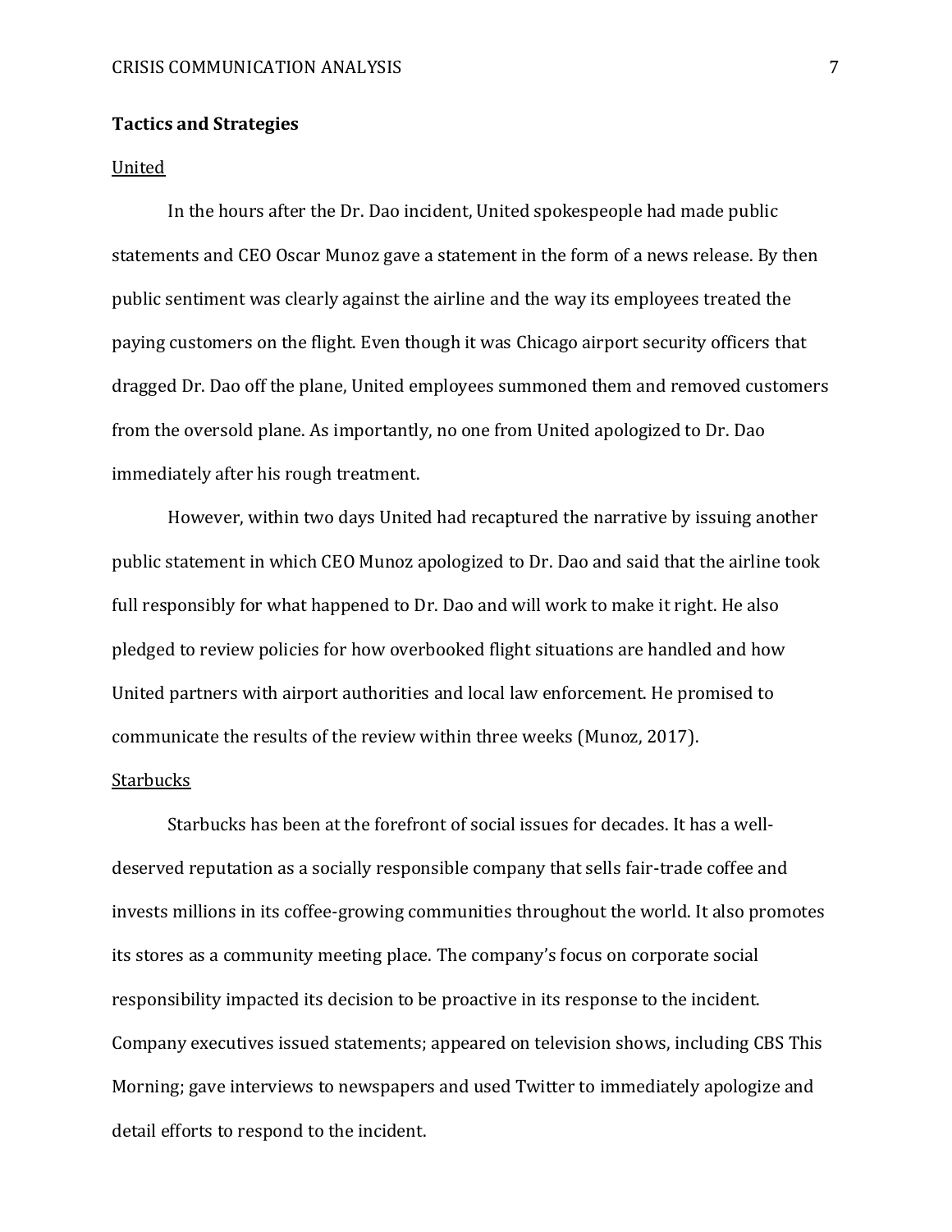**Tactics and Strategies**

United

In the hours after the Dr. Dao incident, United spokespeople had made public statements and CEO Oscar Munoz gave a statement in the form of a news release. By then public sentiment was clearly against the airline and the way its employees treated the paying customers on the flight. Even though it was Chicago airport security officers that dragged Dr. Dao off the plane, United employees summoned them and removed customers from the oversold plane. As importantly, no one from United apologized to Dr. Dao immediately after his rough treatment.

However, within two days United had recaptured the narrative by issuing another public statement in which CEO Munoz apologized to Dr. Dao and said that the airline took full responsibly for what happened to Dr. Dao and will work to make it right. He also pledged to review policies for how overbooked flight situations are handled and how United partners with airport authorities and local law enforcement. He promised to communicate the results of the review within three weeks (Munoz, 2017).

Starbucks

Starbucks has been at the forefront of social issues for decades. It has a well-deserved reputation as a socially responsible company that sells fair-trade coffee and invests millions in its coffee-growing communities throughout the world. It also promotes its stores as a community meeting place. The company's focus on corporate social responsibility impacted its decision to be proactive in its response to the incident. Company executives issued statements; appeared on television shows, including CBS This Morning; gave interviews to newspapers and used Twitter to immediately apologize and detail efforts to respond to the incident.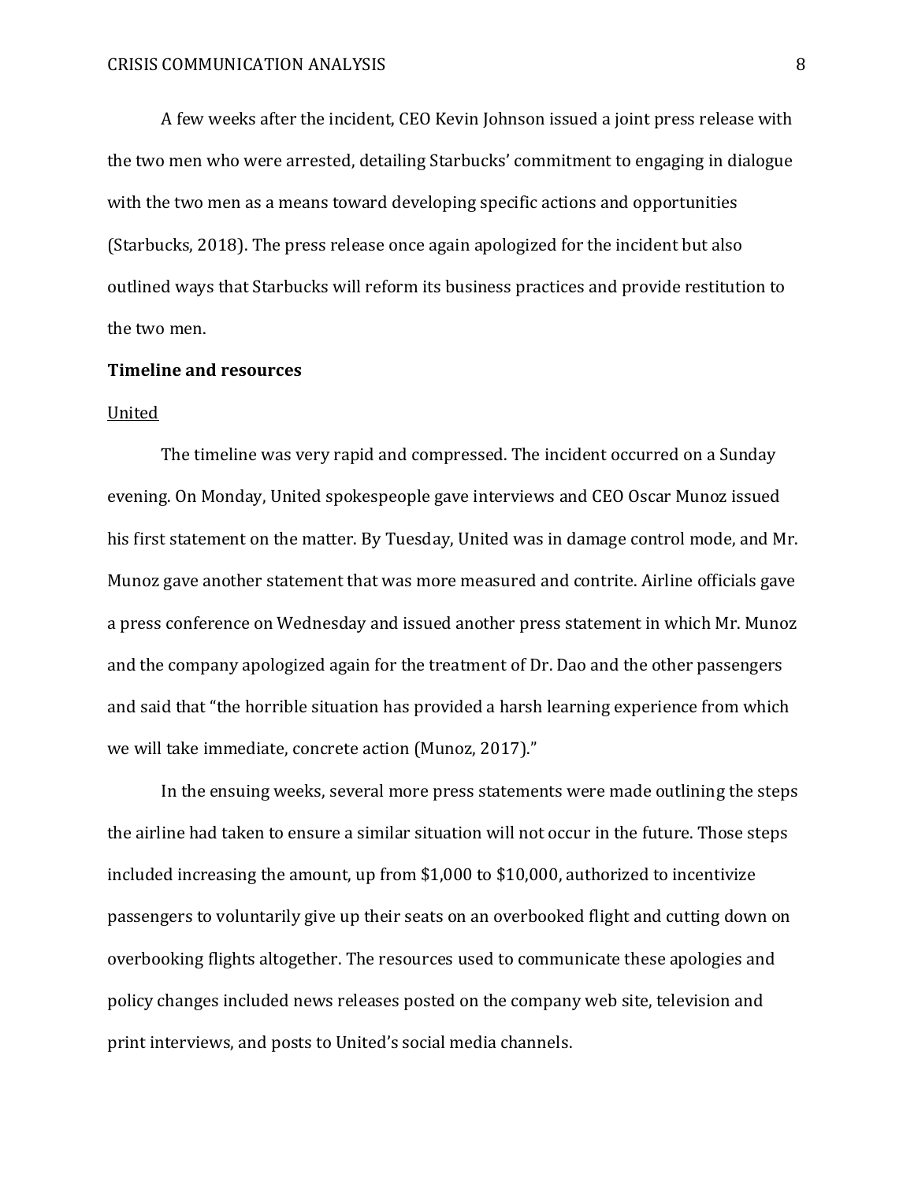A few weeks after the incident, CEO Kevin Johnson issued a joint press release with the two men who were arrested, detailing Starbucks' commitment to engaging in dialogue with the two men as a means toward developing specific actions and opportunities (Starbucks, 2018). The press release once again apologized for the incident but also outlined ways that Starbucks will reform its business practices and provide restitution to the two men.

**Timeline and resources**

<u>United</u>

The timeline was very rapid and compressed. The incident occurred on a Sunday evening. On Monday, United spokespeople gave interviews and CEO Oscar Munoz issued his first statement on the matter. By Tuesday, United was in damage control mode, and Mr. Munoz gave another statement that was more measured and contrite. Airline officials gave a press conference on Wednesday and issued another press statement in which Mr. Munoz and the company apologized again for the treatment of Dr. Dao and the other passengers and said that "the horrible situation has provided a harsh learning experience from which we will take immediate, concrete action (Munoz, 2017)."

In the ensuing weeks, several more press statements were made outlining the steps the airline had taken to ensure a similar situation will not occur in the future. Those steps included increasing the amount, up from $1,000 to $10,000, authorized to incentivize passengers to voluntarily give up their seats on an overbooked flight and cutting down on overbooking flights altogether. The resources used to communicate these apologies and policy changes included news releases posted on the company web site, television and print interviews, and posts to United's social media channels.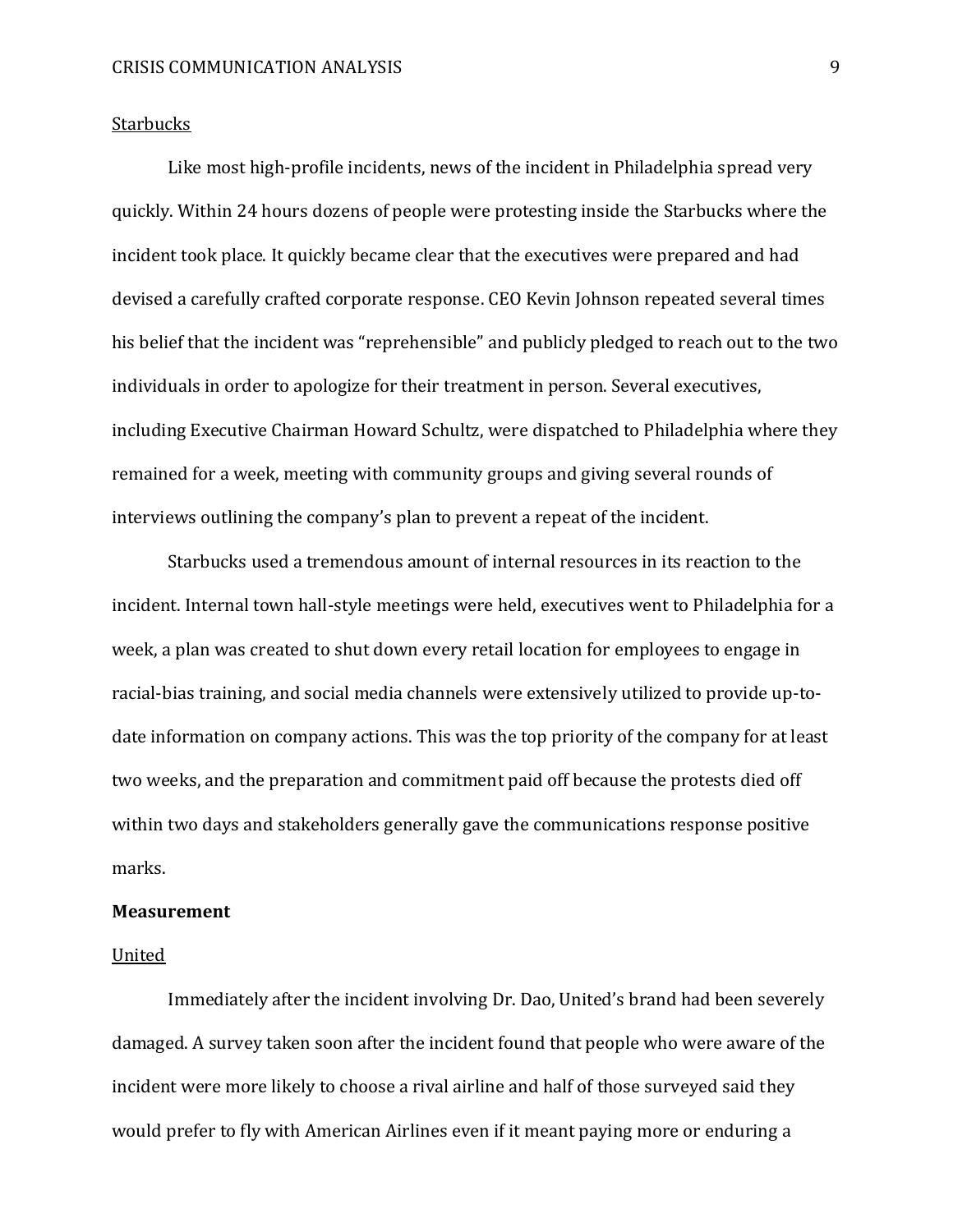Starbucks

Like most high-profile incidents, news of the incident in Philadelphia spread very quickly. Within 24 hours dozens of people were protesting inside the Starbucks where the incident took place. It quickly became clear that the executives were prepared and had devised a carefully crafted corporate response. CEO Kevin Johnson repeated several times his belief that the incident was "reprehensible" and publicly pledged to reach out to the two individuals in order to apologize for their treatment in person. Several executives, including Executive Chairman Howard Schultz, were dispatched to Philadelphia where they remained for a week, meeting with community groups and giving several rounds of interviews outlining the company's plan to prevent a repeat of the incident.

Starbucks used a tremendous amount of internal resources in its reaction to the incident. Internal town hall-style meetings were held, executives went to Philadelphia for a week, a plan was created to shut down every retail location for employees to engage in racial-bias training, and social media channels were extensively utilized to provide up-to-date information on company actions. This was the top priority of the company for at least two weeks, and the preparation and commitment paid off because the protests died off within two days and stakeholders generally gave the communications response positive marks.

**Measurement**

United

Immediately after the incident involving Dr. Dao, United's brand had been severely damaged. A survey taken soon after the incident found that people who were aware of the incident were more likely to choose a rival airline and half of those surveyed said they would prefer to fly with American Airlines even if it meant paying more or enduring a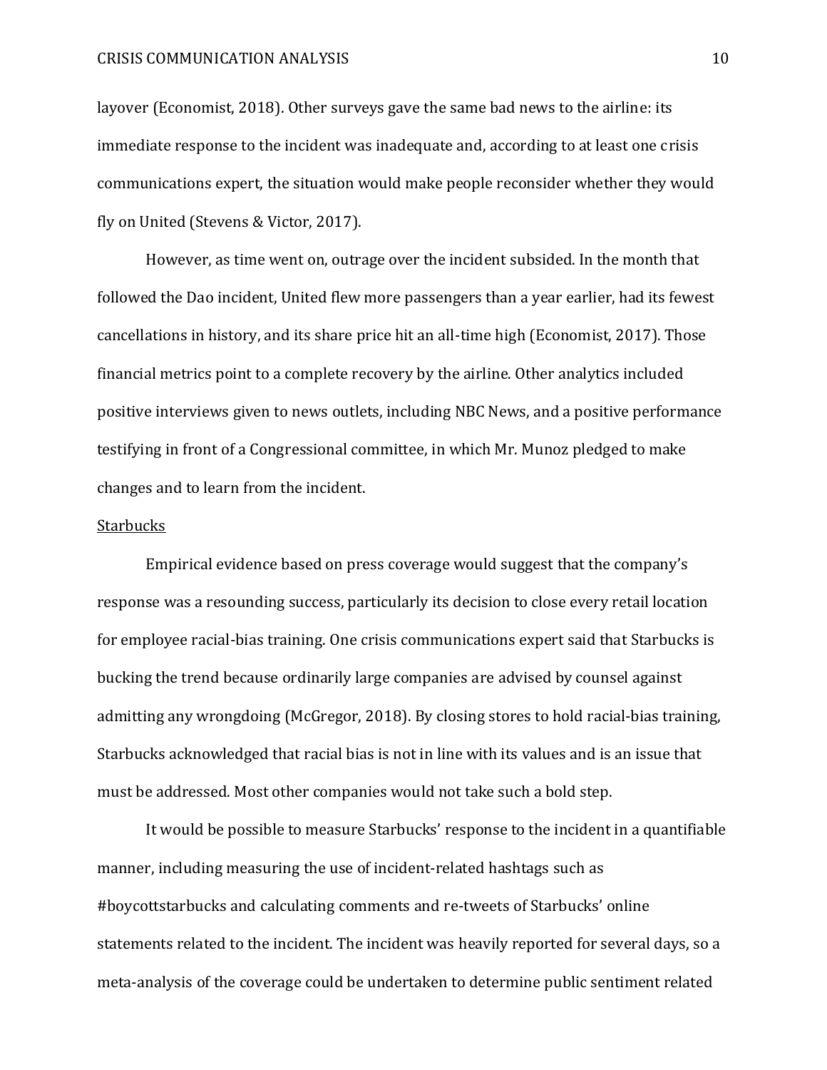layover (Economist, 2018). Other surveys gave the same bad news to the airline: its immediate response to the incident was inadequate and, according to at least one crisis communications expert, the situation would make people reconsider whether they would fly on United (Stevens & Victor, 2017).

However, as time went on, outrage over the incident subsided. In the month that followed the Dao incident, United flew more passengers than a year earlier, had its fewest cancellations in history, and its share price hit an all-time high (Economist, 2017). Those financial metrics point to a complete recovery by the airline. Other analytics included positive interviews given to news outlets, including NBC News, and a positive performance testifying in front of a Congressional committee, in which Mr. Munoz pledged to make changes and to learn from the incident.

<u>Starbucks</u>

Empirical evidence based on press coverage would suggest that the company's response was a resounding success, particularly its decision to close every retail location for employee racial-bias training. One crisis communications expert said that Starbucks is bucking the trend because ordinarily large companies are advised by counsel against admitting any wrongdoing (McGregor, 2018). By closing stores to hold racial-bias training, Starbucks acknowledged that racial bias is not in line with its values and is an issue that must be addressed. Most other companies would not take such a bold step.

It would be possible to measure Starbucks' response to the incident in a quantifiable manner, including measuring the use of incident-related hashtags such as #boycottstarbucks and calculating comments and re-tweets of Starbucks' online statements related to the incident. The incident was heavily reported for several days, so a meta-analysis of the coverage could be undertaken to determine public sentiment related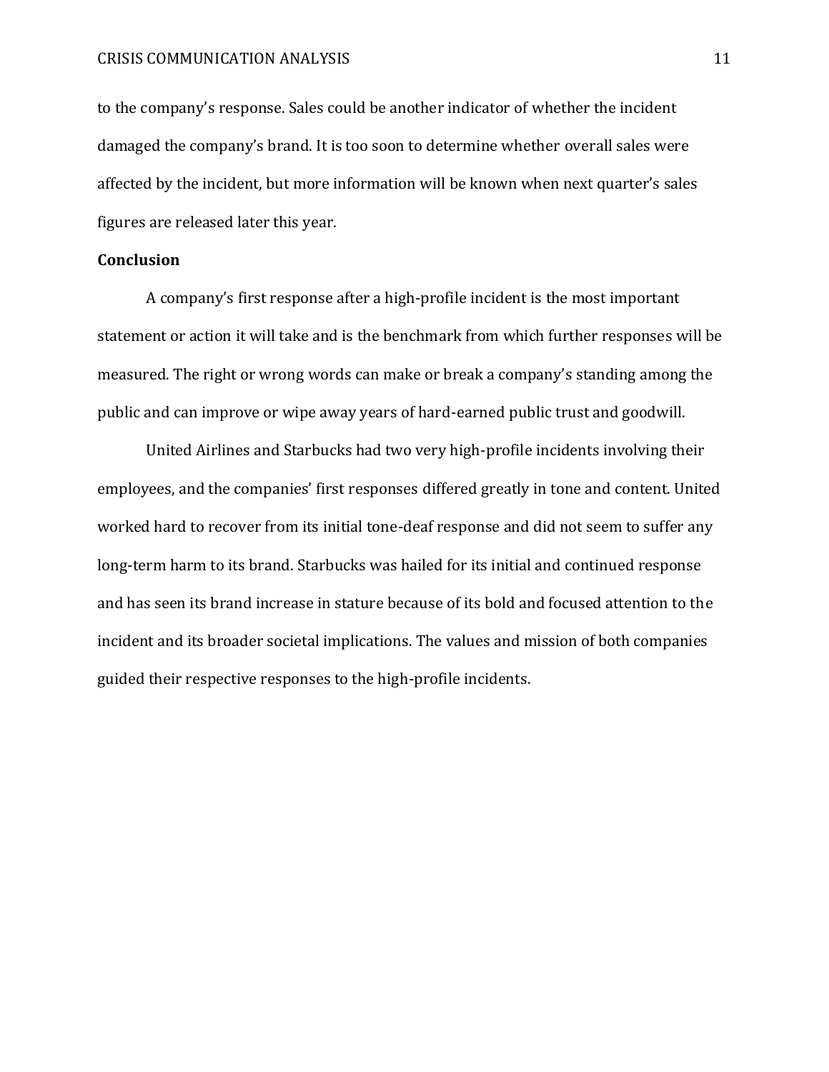to the company's response. Sales could be another indicator of whether the incident damaged the company's brand. It is too soon to determine whether overall sales were affected by the incident, but more information will be known when next quarter's sales figures are released later this year.

**Conclusion**

A company's first response after a high-profile incident is the most important statement or action it will take and is the benchmark from which further responses will be measured. The right or wrong words can make or break a company's standing among the public and can improve or wipe away years of hard-earned public trust and goodwill.

United Airlines and Starbucks had two very high-profile incidents involving their employees, and the companies' first responses differed greatly in tone and content. United worked hard to recover from its initial tone-deaf response and did not seem to suffer any long-term harm to its brand. Starbucks was hailed for its initial and continued response and has seen its brand increase in stature because of its bold and focused attention to the incident and its broader societal implications. The values and mission of both companies guided their respective responses to the high-profile incidents.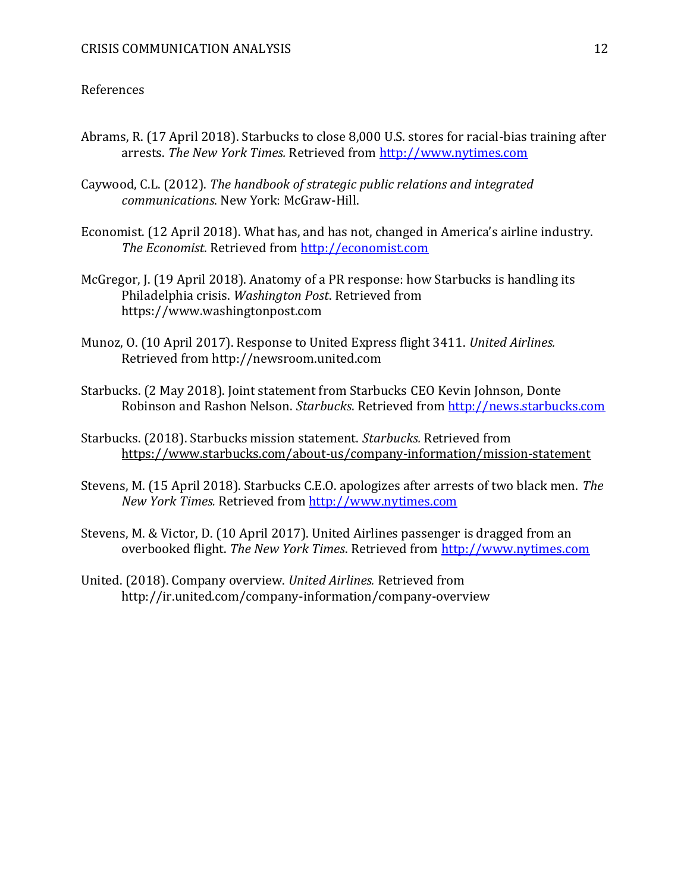# References

Abrams, R. (17 April 2018). Starbucks to close 8,000 U.S. stores for racial-bias training after arrests. *The New York Times.* Retrieved from http://www.nytimes.com

Caywood, C.L. (2012). *The handbook of strategic public relations and integrated communications*. New York: McGraw-Hill.

Economist. (12 April 2018). What has, and has not, changed in America's airline industry. *The Economist*. Retrieved from http://economist.com

McGregor, J. (19 April 2018). Anatomy of a PR response: how Starbucks is handling its Philadelphia crisis. *Washington Post*. Retrieved from https://www.washingtonpost.com

Munoz, O. (10 April 2017). Response to United Express flight 3411. *United Airlines.* Retrieved from http://newsroom.united.com

Starbucks. (2 May 2018). Joint statement from Starbucks CEO Kevin Johnson, Donte Robinson and Rashon Nelson. *Starbucks*. Retrieved from http://news.starbucks.com

Starbucks. (2018). Starbucks mission statement. *Starbucks.* Retrieved from https://www.starbucks.com/about-us/company-information/mission-statement

Stevens, M. (15 April 2018). Starbucks C.E.O. apologizes after arrests of two black men. *The New York Times.* Retrieved from http://www.nytimes.com

Stevens, M. & Victor, D. (10 April 2017). United Airlines passenger is dragged from an overbooked flight. *The New York Times*. Retrieved from http://www.nytimes.com

United. (2018). Company overview. *United Airlines.* Retrieved from http://ir.united.com/company-information/company-overview